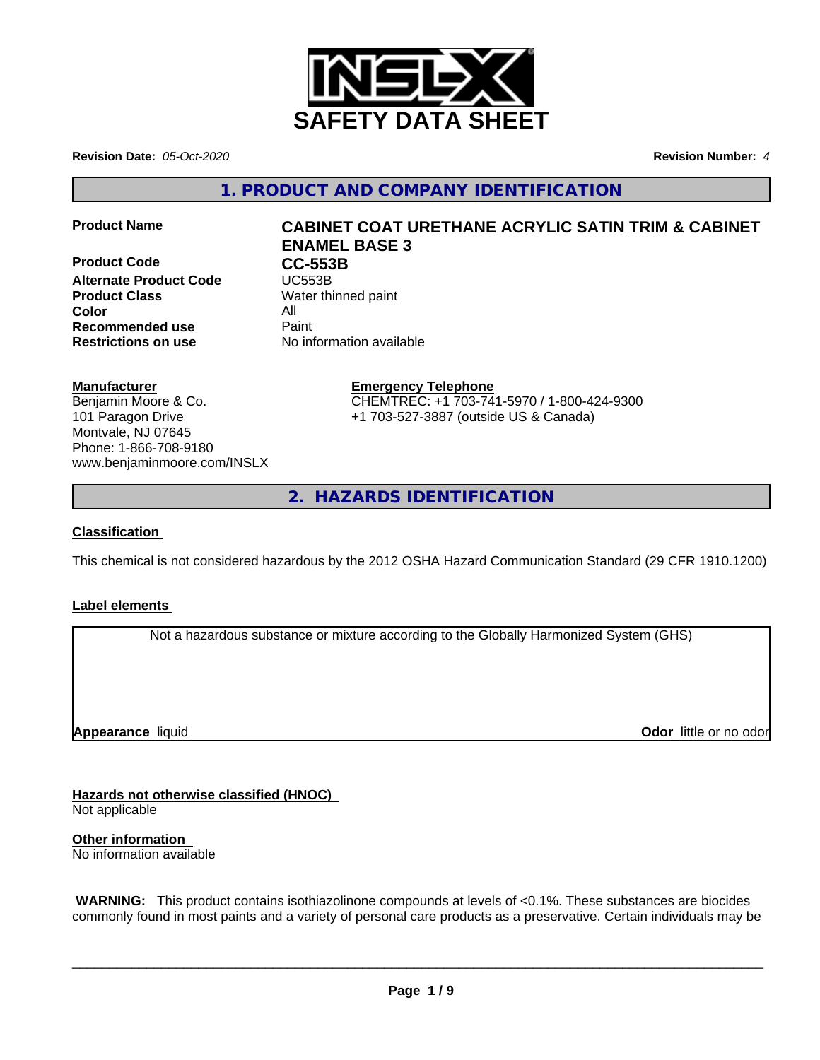# SAFETY DATA SHEET

**Revision Date:** *05-Oct-2020* **Revision Number:** *4*

## 1. PRODUCT AND COMPANY IDENTIFICATION

| | |
|---|---|
| **Product Name** | **CABINET COAT URETHANE ACRYLIC SATIN TRIM & CABINET ENAMEL BASE 3** |
| **Product Code** | **CC-553B** |
| **Alternate Product Code** | UC553B |
| **Product Class** | Water thinned paint |
| **Color** | All |
| **Recommended use** | Paint |
| **Restrictions on use** | No information available |

**Manufacturer**
Benjamin Moore & Co.
101 Paragon Drive
Montvale, NJ 07645
Phone: 1-866-708-9180
www.benjaminmoore.com/INSLX

**Emergency Telephone**
CHEMTREC: +1 703-741-5970 / 1-800-424-9300
+1 703-527-3887 (outside US & Canada)

## 2. HAZARDS IDENTIFICATION

**Classification**

This chemical is not considered hazardous by the 2012 OSHA Hazard Communication Standard (29 CFR 1910.1200)

**Label elements**

Not a hazardous substance or mixture according to the Globally Harmonized System (GHS)

**Appearance** liquid **Odor** little or no odor

**Hazards not otherwise classified (HNOC)**
Not applicable

**Other information**
No information available

**WARNING:** This product contains isothiazolinone compounds at levels of <0.1%. These substances are biocides commonly found in most paints and a variety of personal care products as a preservative. Certain individuals may be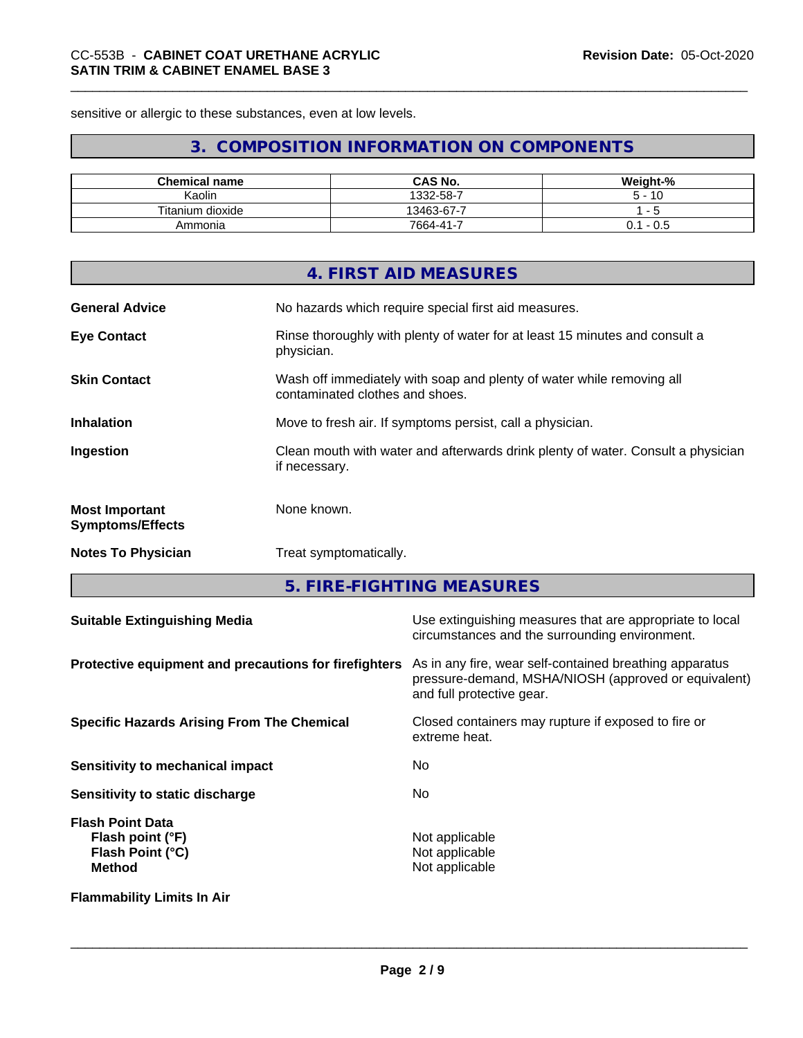sensitive or allergic to these substances, even at low levels.

## 3. COMPOSITION INFORMATION ON COMPONENTS

| Chemical name | CAS No. | Weight-% |
| --- | --- | --- |
| Kaolin | 1332-58-7 | 5 - 10 |
| Titanium dioxide | 13463-67-7 | 1 - 5 |
| Ammonia | 7664-41-7 | 0.1 - 0.5 |

## 4. FIRST AID MEASURES

**General Advice** No hazards which require special first aid measures.

**Eye Contact** Rinse thoroughly with plenty of water for at least 15 minutes and consult a physician.

**Skin Contact** Wash off immediately with soap and plenty of water while removing all contaminated clothes and shoes.

**Inhalation** Move to fresh air. If symptoms persist, call a physician.

**Ingestion** Clean mouth with water and afterwards drink plenty of water. Consult a physician if necessary.

**Most Important Symptoms/Effects** None known.

**Notes To Physician** Treat symptomatically.

## 5. FIRE-FIGHTING MEASURES

**Suitable Extinguishing Media** Use extinguishing measures that are appropriate to local circumstances and the surrounding environment.

**Protective equipment and precautions for firefighters** As in any fire, wear self-contained breathing apparatus pressure-demand, MSHA/NIOSH (approved or equivalent) and full protective gear.

**Specific Hazards Arising From The Chemical** Closed containers may rupture if exposed to fire or extreme heat.

**Sensitivity to mechanical impact** No

**Sensitivity to static discharge** No

**Flash Point Data**
- **Flash point (°F)** Not applicable
- **Flash Point (°C)** Not applicable
- **Method** Not applicable

**Flammability Limits In Air**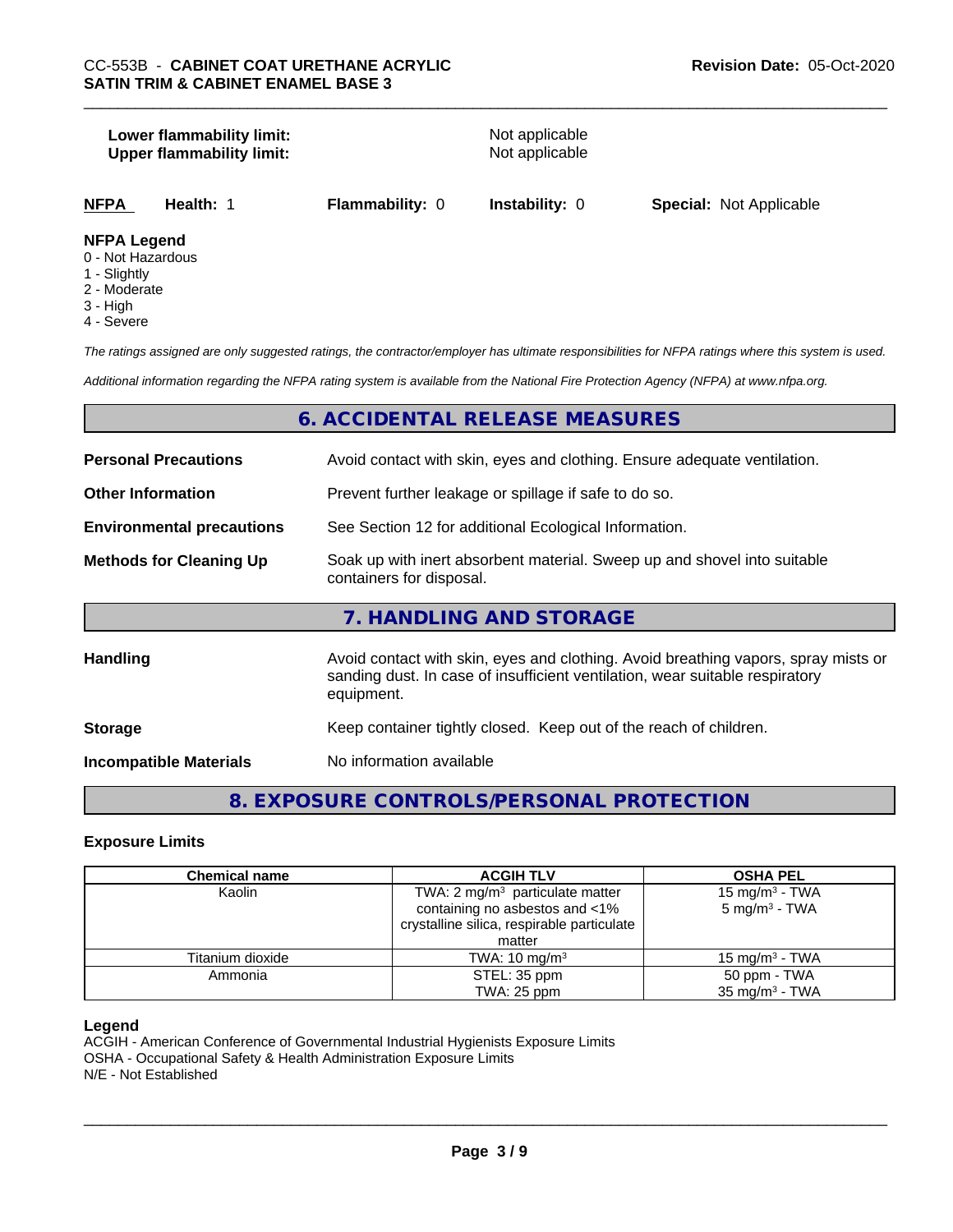**Lower flammability limit:** Not applicable
**Upper flammability limit:** Not applicable

| NFPA | Health: 1 | Flammability: 0 | Instability: 0 | Special: Not Applicable |
|---|---|---|---|---|

**NFPA Legend**
0 - Not Hazardous
1 - Slightly
2 - Moderate
3 - High
4 - Severe

*The ratings assigned are only suggested ratings, the contractor/employer has ultimate responsibilities for NFPA ratings where this system is used.*

*Additional information regarding the NFPA rating system is available from the National Fire Protection Agency (NFPA) at www.nfpa.org.*

## 6. ACCIDENTAL RELEASE MEASURES

**Personal Precautions** Avoid contact with skin, eyes and clothing. Ensure adequate ventilation.

**Other Information** Prevent further leakage or spillage if safe to do so.

**Environmental precautions** See Section 12 for additional Ecological Information.

**Methods for Cleaning Up** Soak up with inert absorbent material. Sweep up and shovel into suitable containers for disposal.

## 7. HANDLING AND STORAGE

**Handling** Avoid contact with skin, eyes and clothing. Avoid breathing vapors, spray mists or sanding dust. In case of insufficient ventilation, wear suitable respiratory equipment.

**Storage** Keep container tightly closed. Keep out of the reach of children.

**Incompatible Materials** No information available

## 8. EXPOSURE CONTROLS/PERSONAL PROTECTION

### Exposure Limits

| Chemical name | ACGIH TLV | OSHA PEL |
|---|---|---|
| Kaolin | TWA: 2 mg/m$^3$ particulate matter containing no asbestos and <1% crystalline silica, respirable particulate matter | 15 mg/m$^3$ - TWA<br>5 mg/m$^3$ - TWA |
| Titanium dioxide | TWA: 10 mg/m$^3$ | 15 mg/m$^3$ - TWA |
| Ammonia | STEL: 35 ppm<br>TWA: 25 ppm | 50 ppm - TWA<br>35 mg/m$^3$ - TWA |

**Legend**
ACGIH - American Conference of Governmental Industrial Hygienists Exposure Limits
OSHA - Occupational Safety & Health Administration Exposure Limits
N/E - Not Established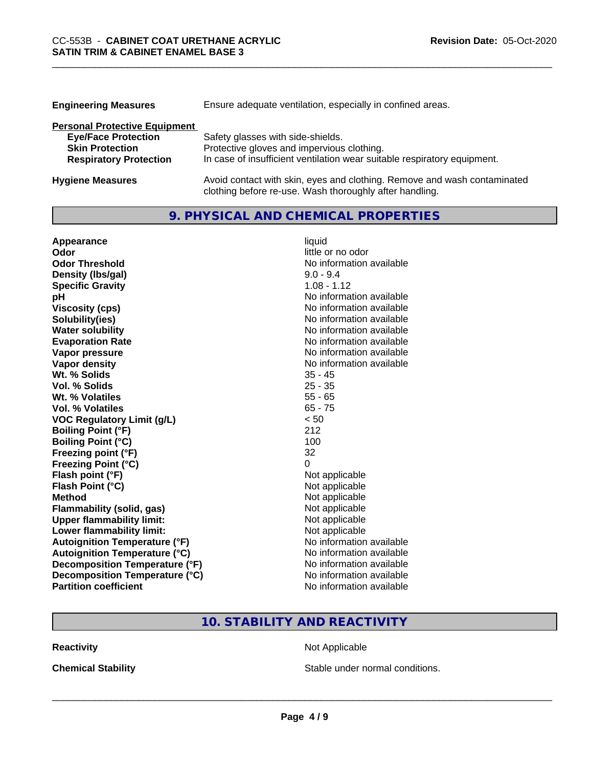| | |
|---|---|
| **Engineering Measures** | Ensure adequate ventilation, especially in confined areas. |

**Personal Protective Equipment**

| | |
|---|---|
| **Eye/Face Protection** | Safety glasses with side-shields. |
| **Skin Protection** | Protective gloves and impervious clothing. |
| **Respiratory Protection** | In case of insufficient ventilation wear suitable respiratory equipment. |

| | |
|---|---|
| **Hygiene Measures** | Avoid contact with skin, eyes and clothing. Remove and wash contaminated clothing before re-use. Wash thoroughly after handling. |

## 9. PHYSICAL AND CHEMICAL PROPERTIES

| | |
|---|---|
| **Appearance** | liquid |
| **Odor** | little or no odor |
| **Odor Threshold** | No information available |
| **Density (lbs/gal)** | 9.0 - 9.4 |
| **Specific Gravity** | 1.08 - 1.12 |
| **pH** | No information available |
| **Viscosity (cps)** | No information available |
| **Solubility(ies)** | No information available |
| **Water solubility** | No information available |
| **Evaporation Rate** | No information available |
| **Vapor pressure** | No information available |
| **Vapor density** | No information available |
| **Wt. % Solids** | 35 - 45 |
| **Vol. % Solids** | 25 - 35 |
| **Wt. % Volatiles** | 55 - 65 |
| **Vol. % Volatiles** | 65 - 75 |
| **VOC Regulatory Limit (g/L)** | < 50 |
| **Boiling Point (°F)** | 212 |
| **Boiling Point (°C)** | 100 |
| **Freezing point (°F)** | 32 |
| **Freezing Point (°C)** | 0 |
| **Flash point (°F)** | Not applicable |
| **Flash Point (°C)** | Not applicable |
| **Method** | Not applicable |
| **Flammability (solid, gas)** | Not applicable |
| **Upper flammability limit:** | Not applicable |
| **Lower flammability limit:** | Not applicable |
| **Autoignition Temperature (°F)** | No information available |
| **Autoignition Temperature (°C)** | No information available |
| **Decomposition Temperature (°F)** | No information available |
| **Decomposition Temperature (°C)** | No information available |
| **Partition coefficient** | No information available |

## 10. STABILITY AND REACTIVITY

| | |
|---|---|
| **Reactivity** | Not Applicable |
| **Chemical Stability** | Stable under normal conditions. |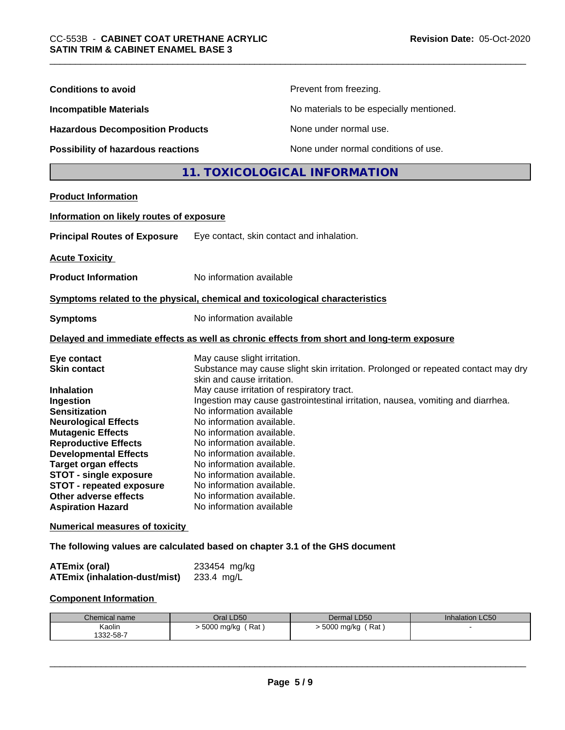| | |
|---|---|
| **Conditions to avoid** | Prevent from freezing. |
| **Incompatible Materials** | No materials to be especially mentioned. |
| **Hazardous Decomposition Products** | None under normal use. |
| **Possibility of hazardous reactions** | None under normal conditions of use. |

## 11. TOXICOLOGICAL INFORMATION

**Product Information**

**Information on likely routes of exposure**

**Principal Routes of Exposure** Eye contact, skin contact and inhalation.

**Acute Toxicity**

**Product Information** No information available

**Symptoms related to the physical, chemical and toxicological characteristics**

**Symptoms** No information available

**Delayed and immediate effects as well as chronic effects from short and long-term exposure**

| | |
|---|---|
| **Eye contact** | May cause slight irritation. |
| **Skin contact** | Substance may cause slight skin irritation. Prolonged or repeated contact may dry skin and cause irritation. |
| **Inhalation** | May cause irritation of respiratory tract. |
| **Ingestion** | Ingestion may cause gastrointestinal irritation, nausea, vomiting and diarrhea. |
| **Sensitization** | No information available |
| **Neurological Effects** | No information available. |
| **Mutagenic Effects** | No information available. |
| **Reproductive Effects** | No information available. |
| **Developmental Effects** | No information available. |
| **Target organ effects** | No information available. |
| **STOT - single exposure** | No information available. |
| **STOT - repeated exposure** | No information available. |
| **Other adverse effects** | No information available. |
| **Aspiration Hazard** | No information available |

**Numerical measures of toxicity**

**The following values are calculated based on chapter 3.1 of the GHS document**

| | |
|---|---|
| **ATEmix (oral)** | 233454 mg/kg |
| **ATEmix (inhalation-dust/mist)** | 233.4 mg/L |

**Component Information**

| Chemical name | Oral LD50 | Dermal LD50 | Inhalation LC50 |
|---|---|---|---|
| Kaolin<br>1332-58-7 | > 5000 mg/kg ( Rat ) | > 5000 mg/kg ( Rat ) | - |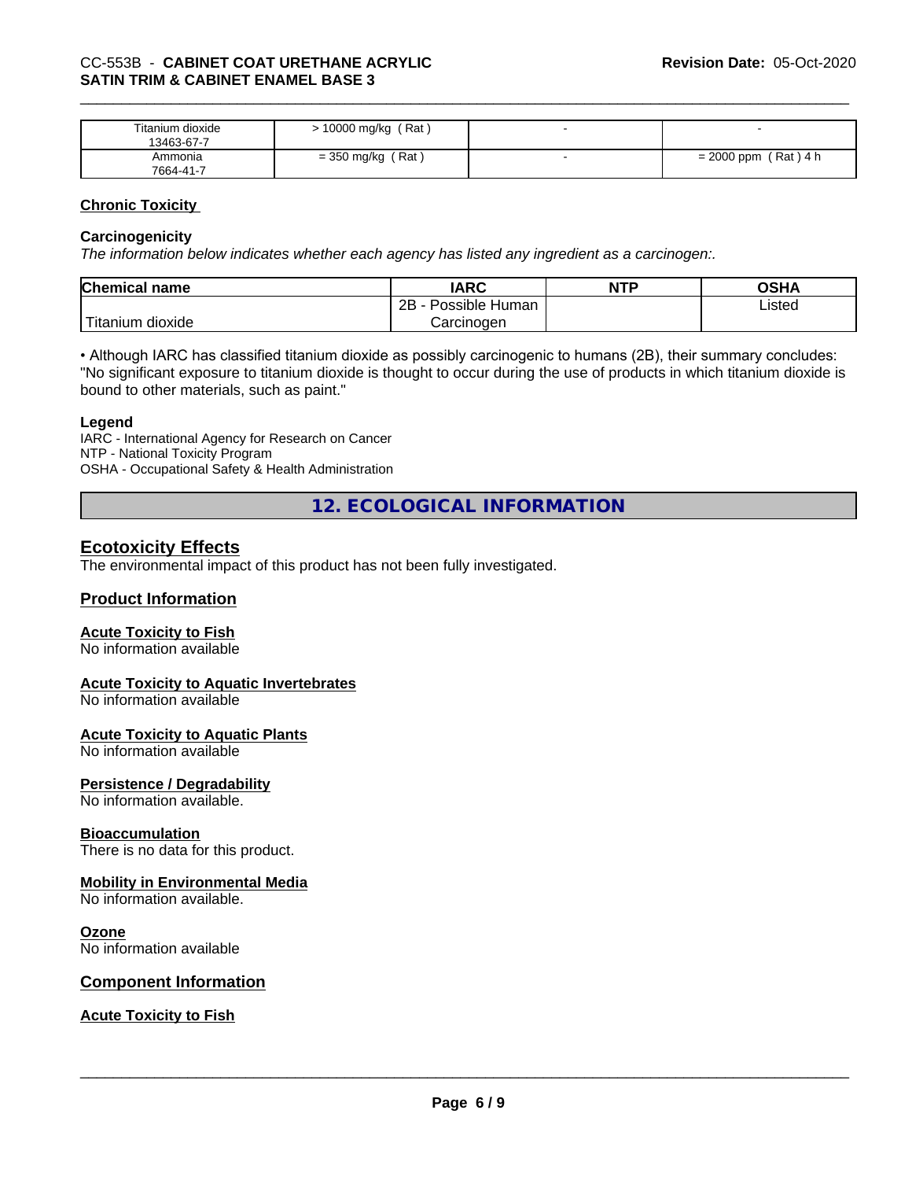| Titanium dioxide 13463-67-7 | > 10000 mg/kg ( Rat ) | - | - |
|---|---|---|---|
| Ammonia 7664-41-7 | = 350 mg/kg ( Rat ) | - | = 2000 ppm ( Rat ) 4 h |

**Chronic Toxicity**

**Carcinogenicity**

*The information below indicates whether each agency has listed any ingredient as a carcinogen:.*

| Chemical name | IARC | NTP | OSHA |
|---|---|---|---|
| Titanium dioxide | 2B - Possible Human Carcinogen | | Listed |

• Although IARC has classified titanium dioxide as possibly carcinogenic to humans (2B), their summary concludes: "No significant exposure to titanium dioxide is thought to occur during the use of products in which titanium dioxide is bound to other materials, such as paint."

**Legend**

IARC - International Agency for Research on Cancer
NTP - National Toxicity Program
OSHA - Occupational Safety & Health Administration

## 12. ECOLOGICAL INFORMATION

### Ecotoxicity Effects

The environmental impact of this product has not been fully investigated.

### Product Information

**Acute Toxicity to Fish**
No information available

**Acute Toxicity to Aquatic Invertebrates**
No information available

**Acute Toxicity to Aquatic Plants**
No information available

**Persistence / Degradability**
No information available.

**Bioaccumulation**
There is no data for this product.

**Mobility in Environmental Media**
No information available.

**Ozone**
No information available

### Component Information

**Acute Toxicity to Fish**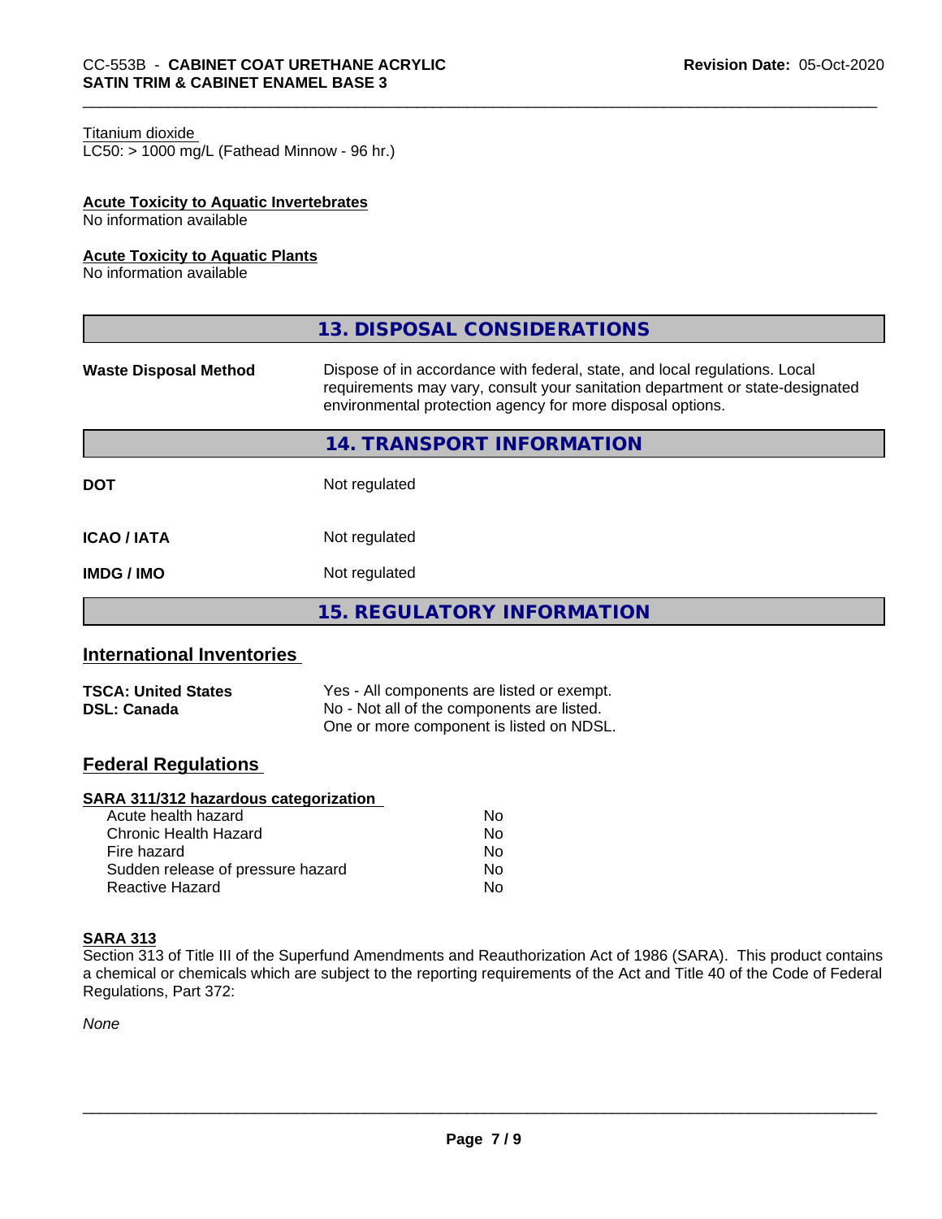Titanium dioxide
LC50: > 1000 mg/L (Fathead Minnow - 96 hr.)

**Acute Toxicity to Aquatic Invertebrates**
No information available

**Acute Toxicity to Aquatic Plants**
No information available

## 13. DISPOSAL CONSIDERATIONS

| | |
|---|---|
| **Waste Disposal Method** | Dispose of in accordance with federal, state, and local regulations. Local requirements may vary, consult your sanitation department or state-designated environmental protection agency for more disposal options. |

## 14. TRANSPORT INFORMATION

| | |
|---|---|
| **DOT** | Not regulated |
| **ICAO / IATA** | Not regulated |
| **IMDG / IMO** | Not regulated |

## 15. REGULATORY INFORMATION

### International Inventories

| | |
|---|---|
| **TSCA: United States** | Yes - All components are listed or exempt. |
| **DSL: Canada** | No - Not all of the components are listed. One or more component is listed on NDSL. |

### Federal Regulations

**SARA 311/312 hazardous categorization**

| | |
|---|---|
| Acute health hazard | No |
| Chronic Health Hazard | No |
| Fire hazard | No |
| Sudden release of pressure hazard | No |
| Reactive Hazard | No |

**SARA 313**
Section 313 of Title III of the Superfund Amendments and Reauthorization Act of 1986 (SARA). This product contains a chemical or chemicals which are subject to the reporting requirements of the Act and Title 40 of the Code of Federal Regulations, Part 372:

*None*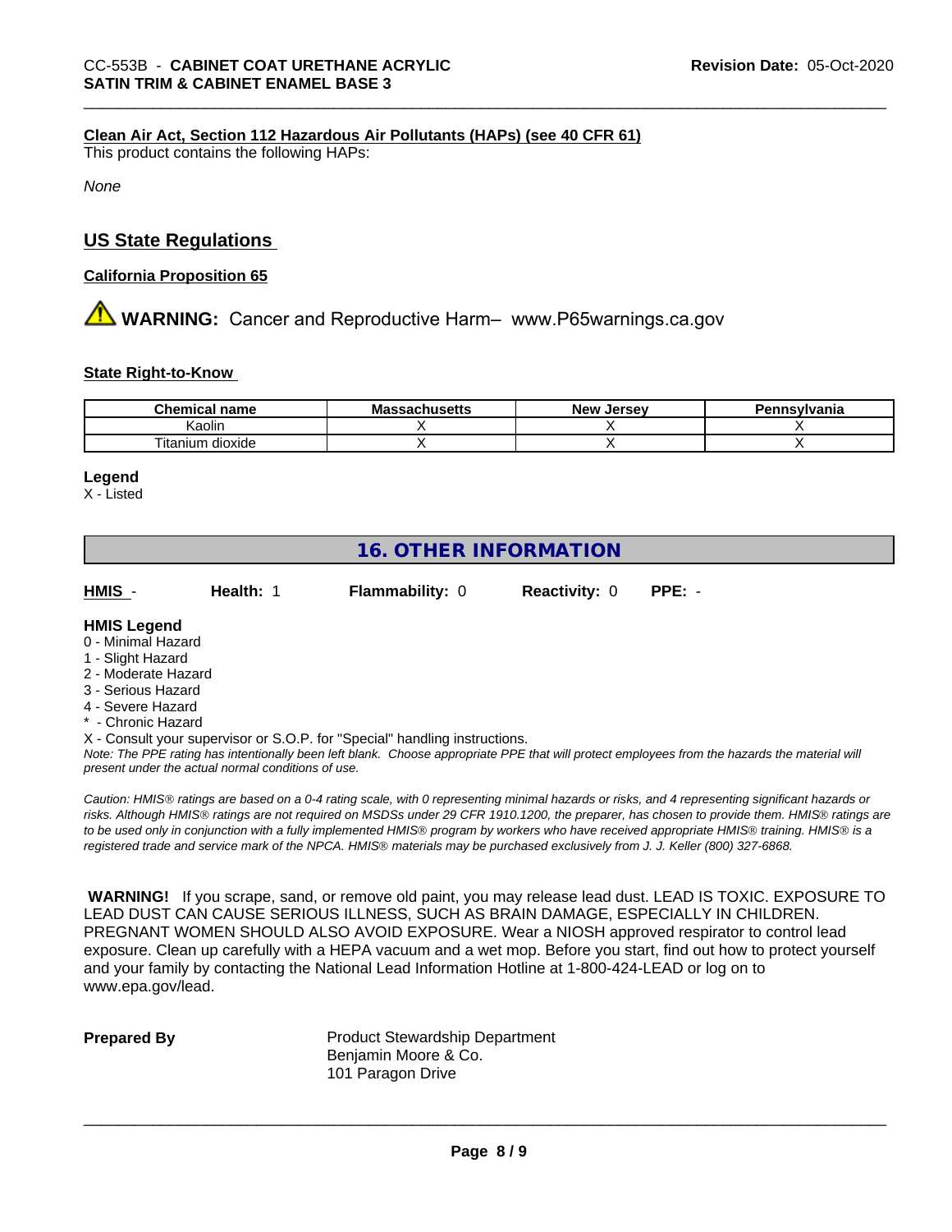**Clean Air Act, Section 112 Hazardous Air Pollutants (HAPs) (see 40 CFR 61)**

This product contains the following HAPs:

*None*

## US State Regulations

**California Proposition 65**

⚠ **WARNING:** Cancer and Reproductive Harm– www.P65warnings.ca.gov

**State Right-to-Know**

| Chemical name | Massachusetts | New Jersey | Pennsylvania |
|---|---|---|---|
| Kaolin | X | X | X |
| Titanium dioxide | X | X | X |

**Legend**

X - Listed

## 16. OTHER INFORMATION

| HMIS - | Health: 1 | Flammability: 0 | Reactivity: 0 | PPE: - |
|---|---|---|---|---|

**HMIS Legend**

0 - Minimal Hazard
1 - Slight Hazard
2 - Moderate Hazard
3 - Serious Hazard
4 - Severe Hazard
* - Chronic Hazard
X - Consult your supervisor or S.O.P. for "Special" handling instructions.

*Note: The PPE rating has intentionally been left blank. Choose appropriate PPE that will protect employees from the hazards the material will present under the actual normal conditions of use.*

*Caution: HMIS® ratings are based on a 0-4 rating scale, with 0 representing minimal hazards or risks, and 4 representing significant hazards or risks. Although HMIS® ratings are not required on MSDSs under 29 CFR 1910.1200, the preparer, has chosen to provide them. HMIS® ratings are to be used only in conjunction with a fully implemented HMIS® program by workers who have received appropriate HMIS® training. HMIS® is a registered trade and service mark of the NPCA. HMIS® materials may be purchased exclusively from J. J. Keller (800) 327-6868.*

**WARNING!** If you scrape, sand, or remove old paint, you may release lead dust. LEAD IS TOXIC. EXPOSURE TO LEAD DUST CAN CAUSE SERIOUS ILLNESS, SUCH AS BRAIN DAMAGE, ESPECIALLY IN CHILDREN. PREGNANT WOMEN SHOULD ALSO AVOID EXPOSURE. Wear a NIOSH approved respirator to control lead exposure. Clean up carefully with a HEPA vacuum and a wet mop. Before you start, find out how to protect yourself and your family by contacting the National Lead Information Hotline at 1-800-424-LEAD or log on to www.epa.gov/lead.

**Prepared By**

Product Stewardship Department
Benjamin Moore & Co.
101 Paragon Drive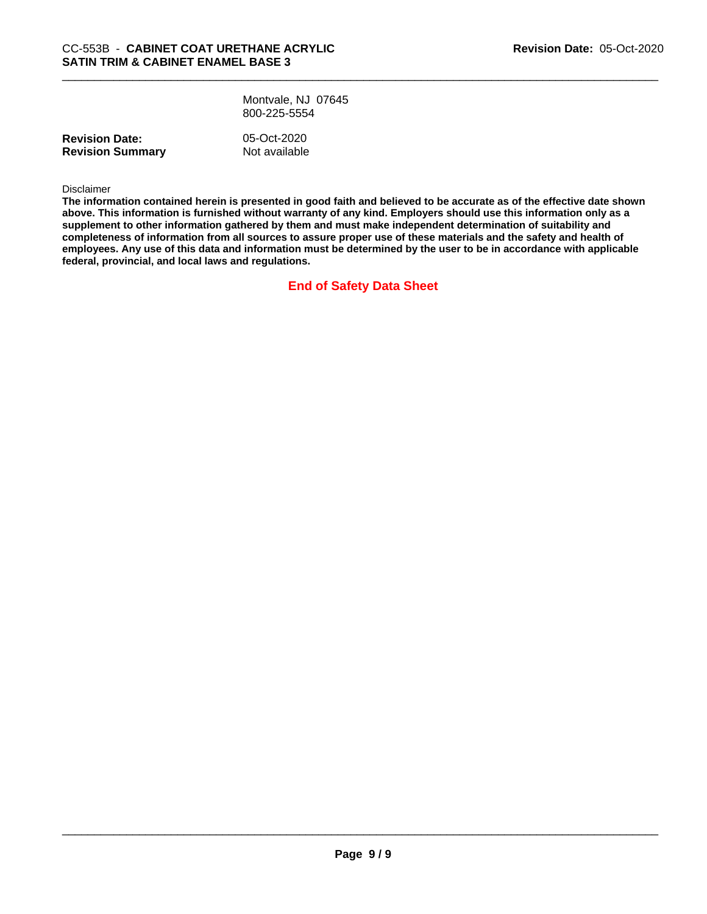Montvale, NJ  07645
800-225-5554

**Revision Date:** 05-Oct-2020
**Revision Summary** Not available

Disclaimer

**The information contained herein is presented in good faith and believed to be accurate as of the effective date shown above. This information is furnished without warranty of any kind. Employers should use this information only as a supplement to other information gathered by them and must make independent determination of suitability and completeness of information from all sources to assure proper use of these materials and the safety and health of employees. Any use of this data and information must be determined by the user to be in accordance with applicable federal, provincial, and local laws and regulations.**

**End of Safety Data Sheet**